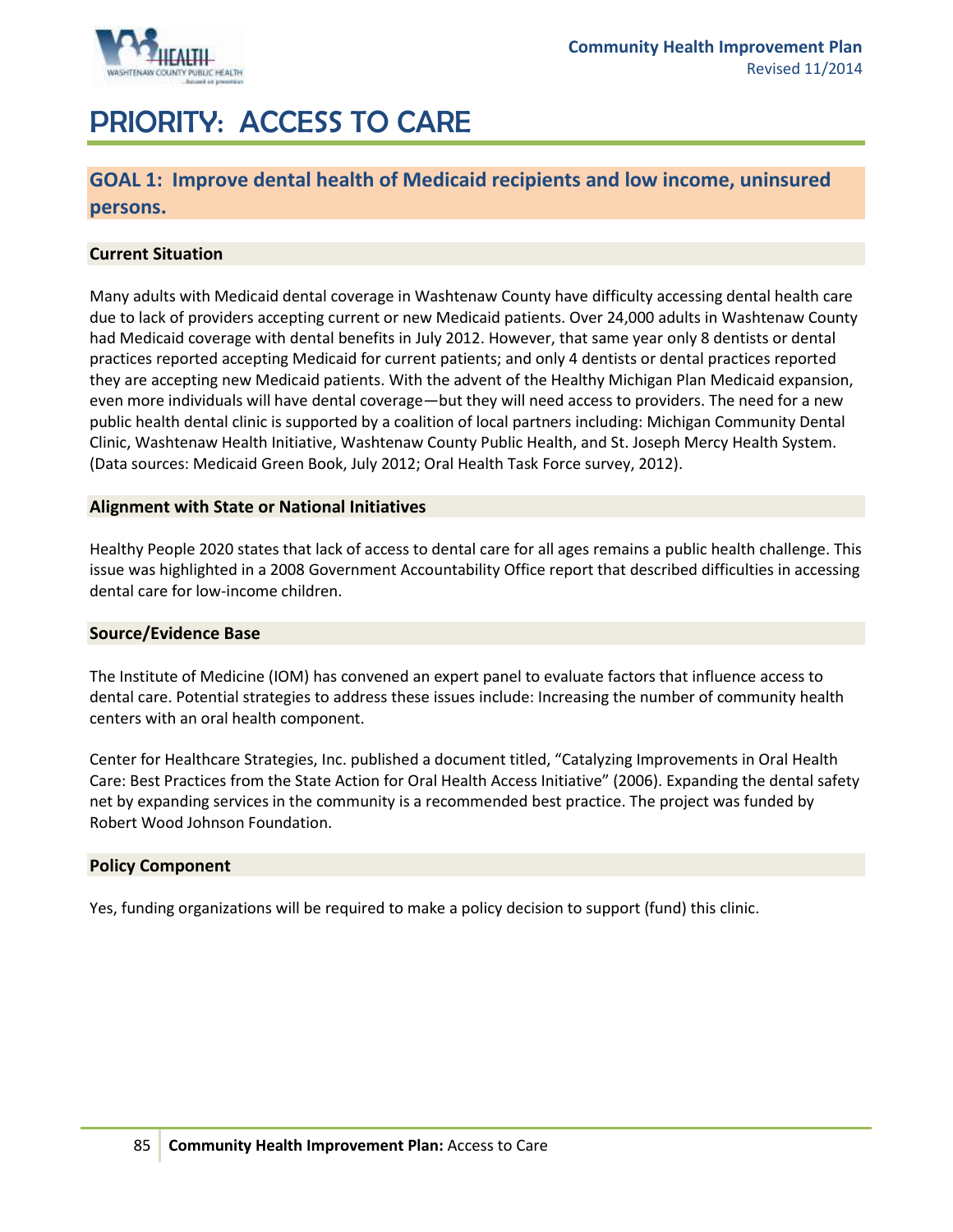# PRIORITY: ACCESS TO CARE

## GOAL 1: Improve dental health of Medicaid recipients and low income, uninsured persons.

### Current Situation

Many adults with Medicaid dental coverage in Washtenaw County have difficulty accessing dental health care due to lack of providers accepting current or new Medicaid patients. Over 24,000 adults in Washtenaw County had Medicaid coverage with dental benefits in July 2012. However, that same year only 8 dentists or dental practices reported accepting Medicaid for current patients; and only 4 dentists or dental practices reported they are accepting new Medicaid patients. With the advent of the Healthy Michigan Plan Medicaid expansion, even more individuals will have dental coverage—but they will need access to providers. The need for a new public health dental clinic is supported by a coalition of local partners including: Michigan Community Dental Clinic, Washtenaw Health Initiative, Washtenaw County Public Health, and St. Joseph Mercy Health System. (Data sources: Medicaid Green Book, July 2012; Oral Health Task Force survey, 2012).

### Alignment with State or National Initiatives

Healthy People 2020 states that lack of access to dental care for all ages remains a public health challenge. This issue was highlighted in a 2008 Government Accountability Office report that described difficulties in accessing dental care for low-income children.

### Source/Evidence Base

The Institute of Medicine (IOM) has convened an expert panel to evaluate factors that influence access to dental care. Potential strategies to address these issues include: Increasing the number of community health centers with an oral health component.

Center for Healthcare Strategies, Inc. published a document titled, "Catalyzing Improvements in Oral Health Care: Best Practices from the State Action for Oral Health Access Initiative" (2006). Expanding the dental safety net by expanding services in the community is a recommended best practice. The project was funded by Robert Wood Johnson Foundation.

### Policy Component

Yes, funding organizations will be required to make a policy decision to support (fund) this clinic.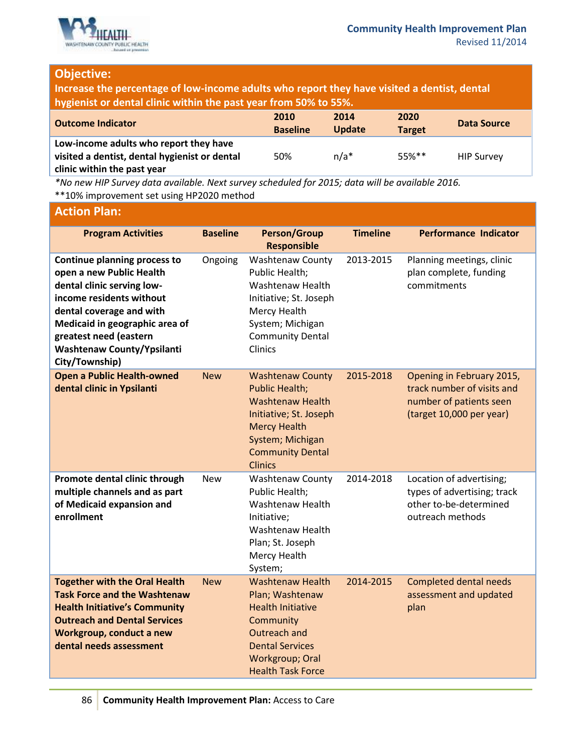## Objective:

**Increase the percentage of low-income adults who report they have visited a dentist, dental hygienist or dental clinic within the past year from 50% to 55%.**

| Outcome Indicator | 2010 Baseline | 2014 Update | 2020 Target | Data Source |
|---|---|---|---|---|
| **Low-income adults who report they have visited a dentist, dental hygienist or dental clinic within the past year** | 50% | n/a* | 55%** | HIP Survey |

*\*No new HIP Survey data available. Next survey scheduled for 2015; data will be available 2016.*

**10% improvement set using HP2020 method

## Action Plan:

| Program Activities | Baseline | Person/Group Responsible | Timeline | Performance Indicator |
|---|---|---|---|---|
| **Continue planning process to open a new Public Health dental clinic serving low-income residents without dental coverage and with Medicaid in geographic area of greatest need (eastern Washtenaw County/Ypsilanti City/Township)** | Ongoing | Washtenaw County Public Health; Washtenaw Health Initiative; St. Joseph Mercy Health System; Michigan Community Dental Clinics | 2013-2015 | Planning meetings, clinic plan complete, funding commitments |
| **Open a Public Health-owned dental clinic in Ypsilanti** | New | Washtenaw County Public Health; Washtenaw Health Initiative; St. Joseph Mercy Health System; Michigan Community Dental Clinics | 2015-2018 | Opening in February 2015, track number of visits and number of patients seen (target 10,000 per year) |
| **Promote dental clinic through multiple channels and as part of Medicaid expansion and enrollment** | New | Washtenaw County Public Health; Washtenaw Health Initiative; Washtenaw Health Plan; St. Joseph Mercy Health System; | 2014-2018 | Location of advertising; types of advertising; track other to-be-determined outreach methods |
| **Together with the Oral Health Task Force and the Washtenaw Health Initiative's Community Outreach and Dental Services Workgroup, conduct a new dental needs assessment** | New | Washtenaw Health Plan; Washtenaw Health Initiative Community Outreach and Dental Services Workgroup; Oral Health Task Force | 2014-2015 | Completed dental needs assessment and updated plan |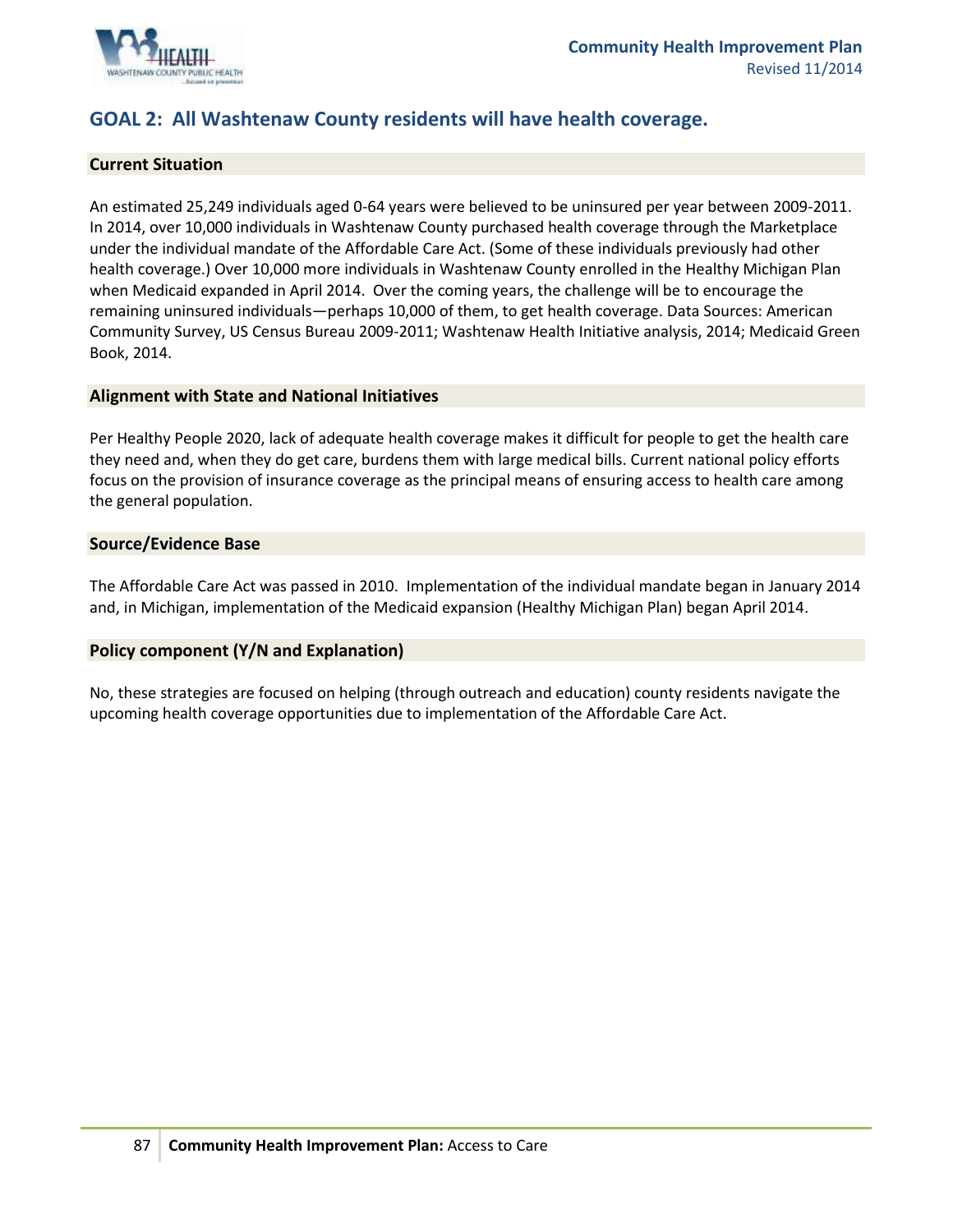## GOAL 2: All Washtenaw County residents will have health coverage.

### Current Situation

An estimated 25,249 individuals aged 0-64 years were believed to be uninsured per year between 2009-2011. In 2014, over 10,000 individuals in Washtenaw County purchased health coverage through the Marketplace under the individual mandate of the Affordable Care Act. (Some of these individuals previously had other health coverage.) Over 10,000 more individuals in Washtenaw County enrolled in the Healthy Michigan Plan when Medicaid expanded in April 2014. Over the coming years, the challenge will be to encourage the remaining uninsured individuals—perhaps 10,000 of them, to get health coverage. Data Sources: American Community Survey, US Census Bureau 2009-2011; Washtenaw Health Initiative analysis, 2014; Medicaid Green Book, 2014.

### Alignment with State and National Initiatives

Per Healthy People 2020, lack of adequate health coverage makes it difficult for people to get the health care they need and, when they do get care, burdens them with large medical bills. Current national policy efforts focus on the provision of insurance coverage as the principal means of ensuring access to health care among the general population.

### Source/Evidence Base

The Affordable Care Act was passed in 2010. Implementation of the individual mandate began in January 2014 and, in Michigan, implementation of the Medicaid expansion (Healthy Michigan Plan) began April 2014.

### Policy component (Y/N and Explanation)

No, these strategies are focused on helping (through outreach and education) county residents navigate the upcoming health coverage opportunities due to implementation of the Affordable Care Act.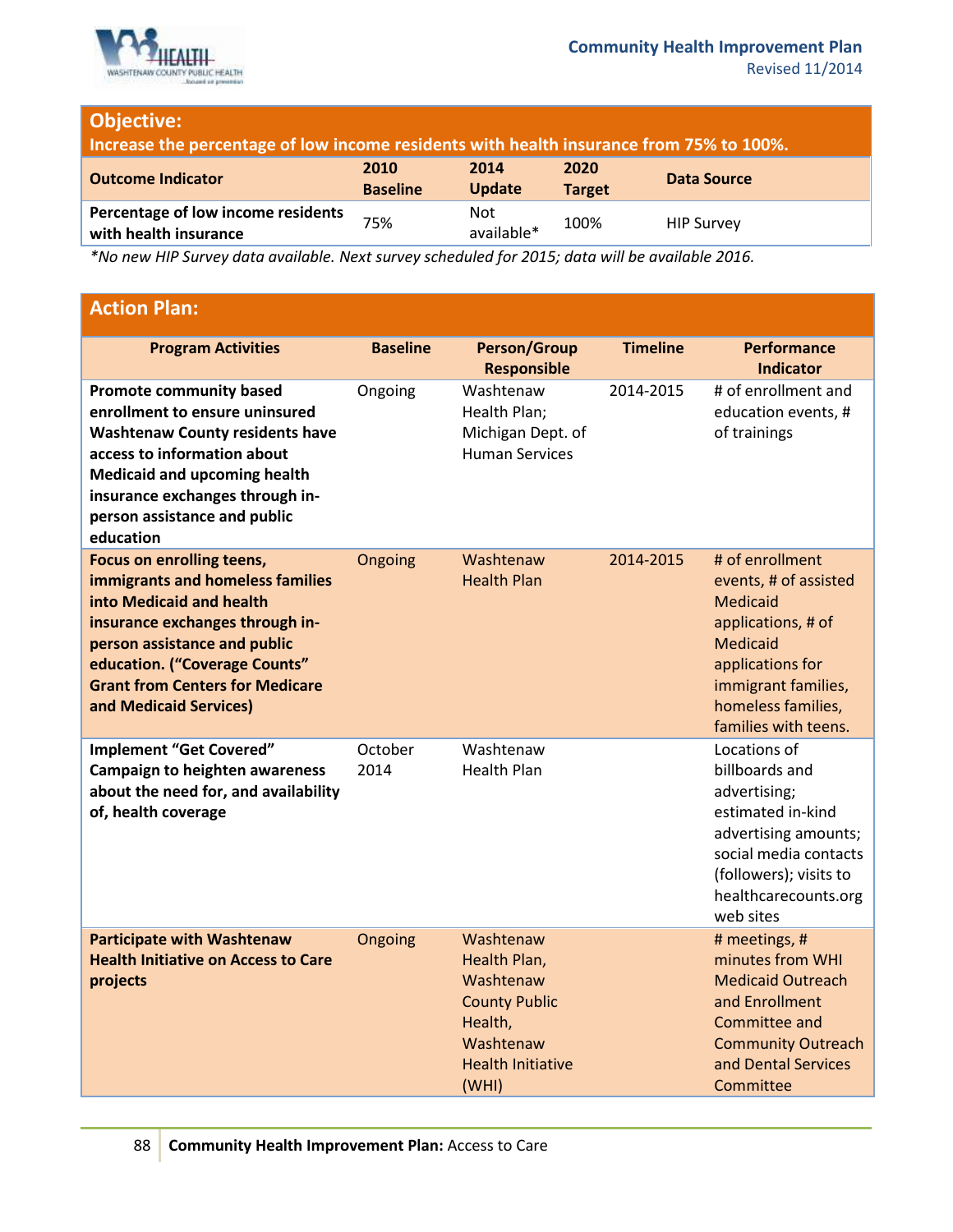## Objective:

**Increase the percentage of low income residents with health insurance from 75% to 100%.**

| Outcome Indicator | 2010 Baseline | 2014 Update | 2020 Target | Data Source |
|---|---|---|---|---|
| **Percentage of low income residents with health insurance** | 75% | Not available* | 100% | HIP Survey |

*\*No new HIP Survey data available. Next survey scheduled for 2015; data will be available 2016.*

## Action Plan:

| Program Activities | Baseline | Person/Group Responsible | Timeline | Performance Indicator |
|---|---|---|---|---|
| **Promote community based enrollment to ensure uninsured Washtenaw County residents have access to information about Medicaid and upcoming health insurance exchanges through in-person assistance and public education** | Ongoing | Washtenaw Health Plan; Michigan Dept. of Human Services | 2014-2015 | # of enrollment and education events, # of trainings |
| **Focus on enrolling teens, immigrants and homeless families into Medicaid and health insurance exchanges through in-person assistance and public education. ("Coverage Counts" Grant from Centers for Medicare and Medicaid Services)** | Ongoing | Washtenaw Health Plan | 2014-2015 | # of enrollment events, # of assisted Medicaid applications, # of Medicaid applications for immigrant families, homeless families, families with teens. |
| **Implement "Get Covered" Campaign to heighten awareness about the need for, and availability of, health coverage** | October 2014 | Washtenaw Health Plan | | Locations of billboards and advertising; estimated in-kind advertising amounts; social media contacts (followers); visits to healthcarecounts.org web sites |
| **Participate with Washtenaw Health Initiative on Access to Care projects** | Ongoing | Washtenaw Health Plan, Washtenaw County Public Health, Washtenaw Health Initiative (WHI) | | # meetings, # minutes from WHI Medicaid Outreach and Enrollment Committee and Community Outreach and Dental Services Committee |